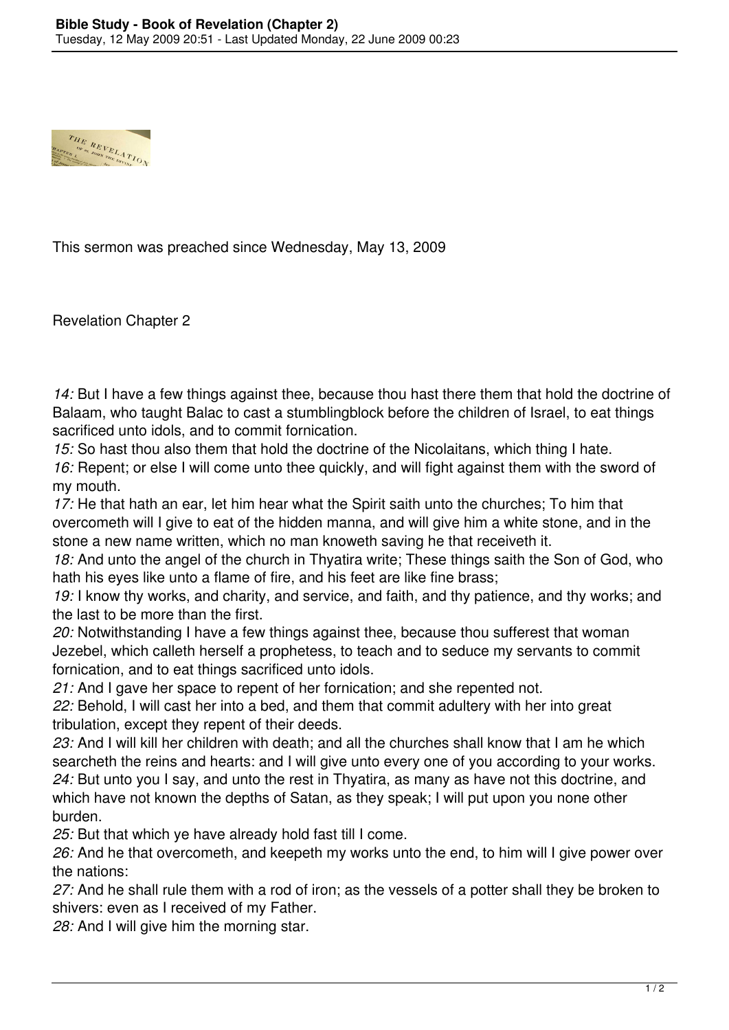This sermon was preached since Wednesday, May 13, 2009

Revelation Chapter 2

*14:* But I have a few things against thee, because thou hast there them that hold the doctrine of Balaam, who taught Balac to cast a stumblingblock before the children of Israel, to eat things sacrificed unto idols, and to commit fornication.

*15:* So hast thou also them that hold the doctrine of the Nicolaitans, which thing I hate.

*16:* Repent; or else I will come unto thee quickly, and will fight against them with the sword of my mouth.

*17:* He that hath an ear, let him hear what the Spirit saith unto the churches; To him that overcometh will I give to eat of the hidden manna, and will give him a white stone, and in the stone a new name written, which no man knoweth saving he that receiveth it.

*18:* And unto the angel of the church in Thyatira write; These things saith the Son of God, who hath his eyes like unto a flame of fire, and his feet are like fine brass;

*19:* I know thy works, and charity, and service, and faith, and thy patience, and thy works; and the last to be more than the first.

*20:* Notwithstanding I have a few things against thee, because thou sufferest that woman Jezebel, which calleth herself a prophetess, to teach and to seduce my servants to commit fornication, and to eat things sacrificed unto idols.

*21:* And I gave her space to repent of her fornication; and she repented not.

*22:* Behold, I will cast her into a bed, and them that commit adultery with her into great tribulation, except they repent of their deeds.

*23:* And I will kill her children with death; and all the churches shall know that I am he which searcheth the reins and hearts: and I will give unto every one of you according to your works.

*24:* But unto you I say, and unto the rest in Thyatira, as many as have not this doctrine, and which have not known the depths of Satan, as they speak; I will put upon you none other burden.

*25:* But that which ye have already hold fast till I come.

*26:* And he that overcometh, and keepeth my works unto the end, to him will I give power over the nations:

*27:* And he shall rule them with a rod of iron; as the vessels of a potter shall they be broken to shivers: even as I received of my Father.

*28:* And I will give him the morning star.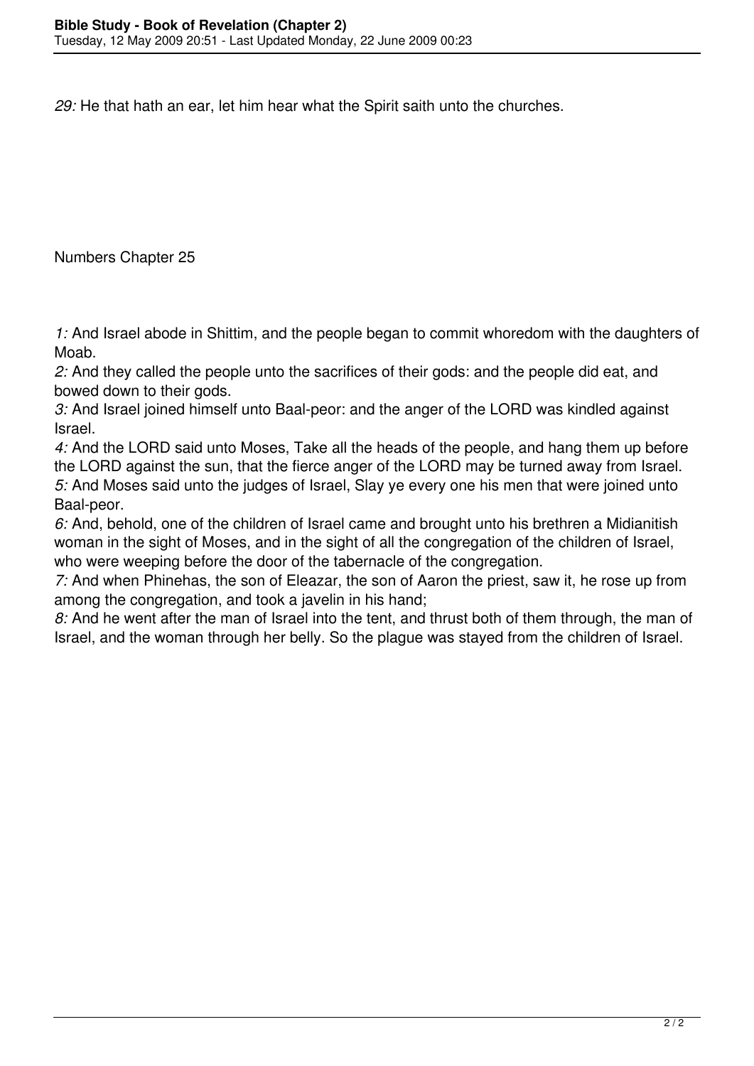*29:* He that hath an ear, let him hear what the Spirit saith unto the churches.

Numbers Chapter 25

*1:* And Israel abode in Shittim, and the people began to commit whoredom with the daughters of Moab.
*2:* And they called the people unto the sacrifices of their gods: and the people did eat, and bowed down to their gods.
*3:* And Israel joined himself unto Baal-peor: and the anger of the LORD was kindled against Israel.
*4:* And the LORD said unto Moses, Take all the heads of the people, and hang them up before the LORD against the sun, that the fierce anger of the LORD may be turned away from Israel.
*5:* And Moses said unto the judges of Israel, Slay ye every one his men that were joined unto Baal-peor.
*6:* And, behold, one of the children of Israel came and brought unto his brethren a Midianitish woman in the sight of Moses, and in the sight of all the congregation of the children of Israel, who were weeping before the door of the tabernacle of the congregation.
*7:* And when Phinehas, the son of Eleazar, the son of Aaron the priest, saw it, he rose up from among the congregation, and took a javelin in his hand;
*8:* And he went after the man of Israel into the tent, and thrust both of them through, the man of Israel, and the woman through her belly. So the plague was stayed from the children of Israel.